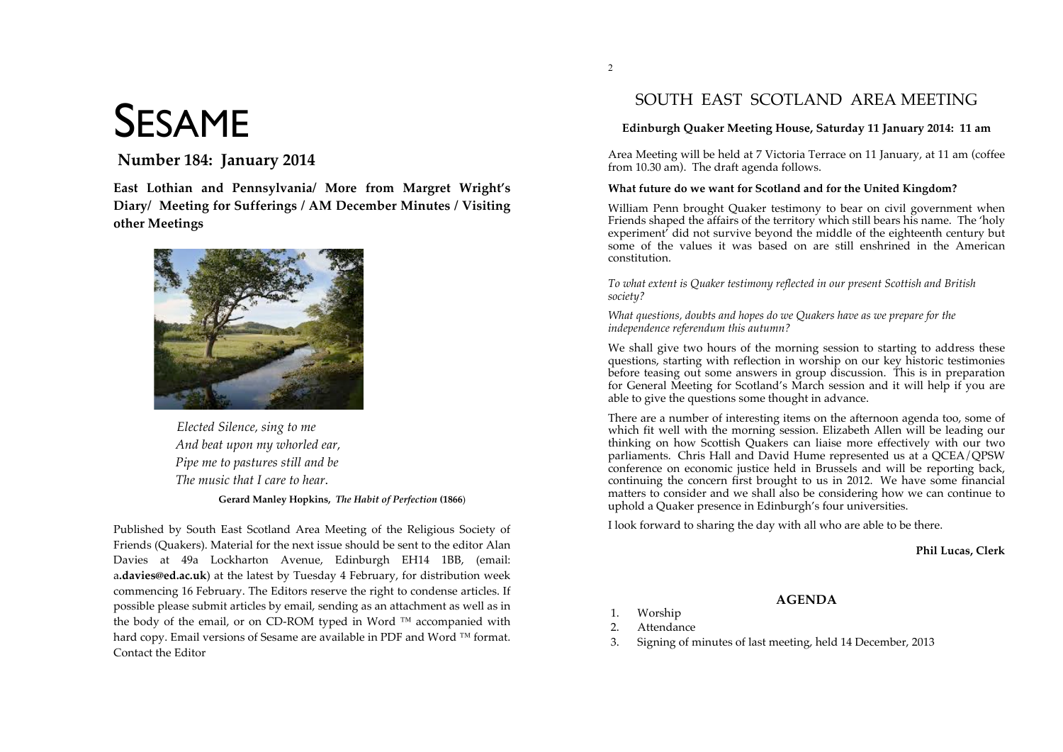# SESAME

**Number 184: January 2014**

**East Lothian and Pennsylvania/ More from Margret Wright's Diary/ Meeting for Sufferings / AM December Minutes / Visiting other Meetings**

*Elected Silence, sing to me*
*And beat upon my whorled ear,*
*Pipe me to pastures still and be*
*The music that I care to hear.*

**Gerard Manley Hopkins, *The Habit of Perfection* (1866)**

Published by South East Scotland Area Meeting of the Religious Society of Friends (Quakers). Material for the next issue should be sent to the editor Alan Davies at 49a Lockharton Avenue, Edinburgh EH14 1BB, (email: a**.davies@ed.ac.uk**) at the latest by Tuesday 4 February, for distribution week commencing 16 February. The Editors reserve the right to condense articles. If possible please submit articles by email, sending as an attachment as well as in the body of the email, or on CD-ROM typed in Word ™ accompanied with hard copy. Email versions of Sesame are available in PDF and Word ™ format. Contact the Editor

## SOUTH EAST SCOTLAND AREA MEETING

**Edinburgh Quaker Meeting House, Saturday 11 January 2014: 11 am**

Area Meeting will be held at 7 Victoria Terrace on 11 January, at 11 am (coffee from 10.30 am). The draft agenda follows.

**What future do we want for Scotland and for the United Kingdom?**

William Penn brought Quaker testimony to bear on civil government when Friends shaped the affairs of the territory which still bears his name. The 'holy experiment' did not survive beyond the middle of the eighteenth century but some of the values it was based on are still enshrined in the American constitution.

*To what extent is Quaker testimony reflected in our present Scottish and British society?*

*What questions, doubts and hopes do we Quakers have as we prepare for the independence referendum this autumn?*

We shall give two hours of the morning session to starting to address these questions, starting with reflection in worship on our key historic testimonies before teasing out some answers in group discussion. This is in preparation for General Meeting for Scotland's March session and it will help if you are able to give the questions some thought in advance.

There are a number of interesting items on the afternoon agenda too, some of which fit well with the morning session. Elizabeth Allen will be leading our thinking on how Scottish Quakers can liaise more effectively with our two parliaments. Chris Hall and David Hume represented us at a QCEA/QPSW conference on economic justice held in Brussels and will be reporting back, continuing the concern first brought to us in 2012. We have some financial matters to consider and we shall also be considering how we can continue to uphold a Quaker presence in Edinburgh's four universities.

I look forward to sharing the day with all who are able to be there.

**Phil Lucas, Clerk**

### AGENDA

1. Worship
2. Attendance
3. Signing of minutes of last meeting, held 14 December, 2013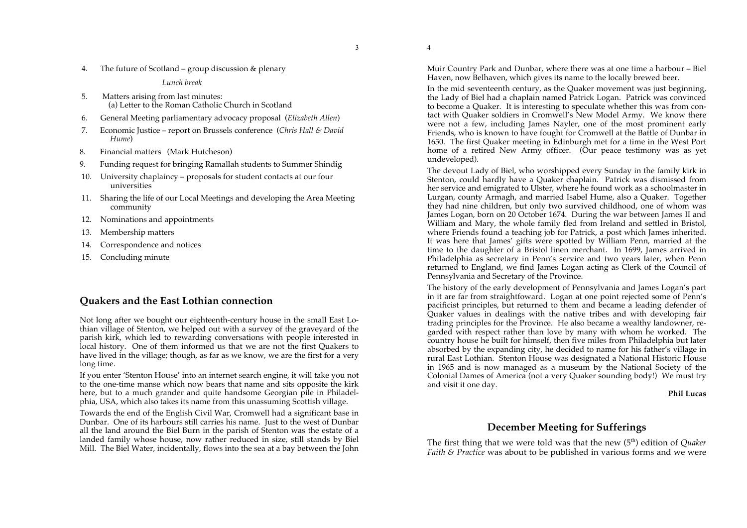4. The future of Scotland – group discussion & plenary

   *Lunch break*

5. Matters arising from last minutes:
   (a) Letter to the Roman Catholic Church in Scotland
6. General Meeting parliamentary advocacy proposal (*Elizabeth Allen*)
7. Economic Justice – report on Brussels conference (*Chris Hall & David Hume*)
8. Financial matters (Mark Hutcheson)
9. Funding request for bringing Ramallah students to Summer Shindig
10. University chaplaincy – proposals for student contacts at our four universities
11. Sharing the life of our Local Meetings and developing the Area Meeting community
12. Nominations and appointments
13. Membership matters
14. Correspondence and notices
15. Concluding minute

## Quakers and the East Lothian connection

Not long after we bought our eighteenth-century house in the small East Lothian village of Stenton, we helped out with a survey of the graveyard of the parish kirk, which led to rewarding conversations with people interested in local history. One of them informed us that we are not the first Quakers to have lived in the village; though, as far as we know, we are the first for a very long time.

If you enter 'Stenton House' into an internet search engine, it will take you not to the one-time manse which now bears that name and sits opposite the kirk here, but to a much grander and quite handsome Georgian pile in Philadelphia, USA, which also takes its name from this unassuming Scottish village.

Towards the end of the English Civil War, Cromwell had a significant base in Dunbar. One of its harbours still carries his name. Just to the west of Dunbar all the land around the Biel Burn in the parish of Stenton was the estate of a landed family whose house, now rather reduced in size, still stands by Biel Mill. The Biel Water, incidentally, flows into the sea at a bay between the John Muir Country Park and Dunbar, where there was at one time a harbour – Biel Haven, now Belhaven, which gives its name to the locally brewed beer.

In the mid seventeenth century, as the Quaker movement was just beginning, the Lady of Biel had a chaplain named Patrick Logan. Patrick was convinced to become a Quaker. It is interesting to speculate whether this was from contact with Quaker soldiers in Cromwell's New Model Army. We know there were not a few, including James Nayler, one of the most prominent early Friends, who is known to have fought for Cromwell at the Battle of Dunbar in 1650. The first Quaker meeting in Edinburgh met for a time in the West Port home of a retired New Army officer. (Our peace testimony was as yet undeveloped).

The devout Lady of Biel, who worshipped every Sunday in the family kirk in Stenton, could hardly have a Quaker chaplain. Patrick was dismissed from her service and emigrated to Ulster, where he found work as a schoolmaster in Lurgan, county Armagh, and married Isabel Hume, also a Quaker. Together they had nine children, but only two survived childhood, one of whom was James Logan, born on 20 October 1674. During the war between James II and William and Mary, the whole family fled from Ireland and settled in Bristol, where Friends found a teaching job for Patrick, a post which James inherited. It was here that James' gifts were spotted by William Penn, married at the time to the daughter of a Bristol linen merchant. In 1699, James arrived in Philadelphia as secretary in Penn's service and two years later, when Penn returned to England, we find James Logan acting as Clerk of the Council of Pennsylvania and Secretary of the Province.

The history of the early development of Pennsylvania and James Logan's part in it are far from straightfoward. Logan at one point rejected some of Penn's pacificist principles, but returned to them and became a leading defender of Quaker values in dealings with the native tribes and with developing fair trading principles for the Province. He also became a wealthy landowner, regarded with respect rather than love by many with whom he worked. The country house he built for himself, then five miles from Philadelphia but later absorbed by the expanding city, he decided to name for his father's village in rural East Lothian. Stenton House was designated a National Historic House in 1965 and is now managed as a museum by the National Society of the Colonial Dames of America (not a very Quaker sounding body!) We must try and visit it one day.

**Phil Lucas**

## December Meeting for Sufferings

The first thing that we were told was that the new (5th) edition of *Quaker Faith & Practice* was about to be published in various forms and we were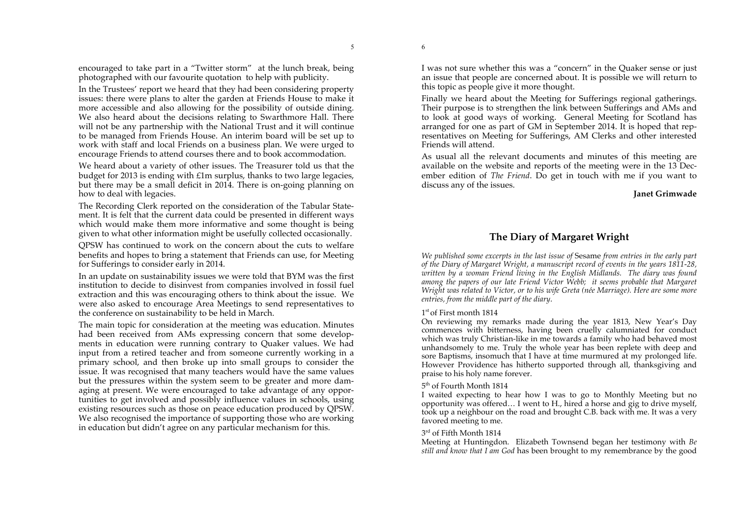encouraged to take part in a "Twitter storm" at the lunch break, being photographed with our favourite quotation to help with publicity.

In the Trustees' report we heard that they had been considering property issues: there were plans to alter the garden at Friends House to make it more accessible and also allowing for the possibility of outside dining. We also heard about the decisions relating to Swarthmore Hall. There will not be any partnership with the National Trust and it will continue to be managed from Friends House. An interim board will be set up to work with staff and local Friends on a business plan. We were urged to encourage Friends to attend courses there and to book accommodation.

We heard about a variety of other issues. The Treasurer told us that the budget for 2013 is ending with £1m surplus, thanks to two large legacies, but there may be a small deficit in 2014. There is on-going planning on how to deal with legacies.

The Recording Clerk reported on the consideration of the Tabular Statement. It is felt that the current data could be presented in different ways which would make them more informative and some thought is being given to what other information might be usefully collected occasionally.

QPSW has continued to work on the concern about the cuts to welfare benefits and hopes to bring a statement that Friends can use, for Meeting for Sufferings to consider early in 2014.

In an update on sustainability issues we were told that BYM was the first institution to decide to disinvest from companies involved in fossil fuel extraction and this was encouraging others to think about the issue. We were also asked to encourage Area Meetings to send representatives to the conference on sustainability to be held in March.

The main topic for consideration at the meeting was education. Minutes had been received from AMs expressing concern that some developments in education were running contrary to Quaker values. We had input from a retired teacher and from someone currently working in a primary school, and then broke up into small groups to consider the issue. It was recognised that many teachers would have the same values but the pressures within the system seem to be greater and more damaging at present. We were encouraged to take advantage of any opportunities to get involved and possibly influence values in schools, using existing resources such as those on peace education produced by QPSW. We also recognised the importance of supporting those who are working in education but didn't agree on any particular mechanism for this.

I was not sure whether this was a "concern" in the Quaker sense or just an issue that people are concerned about. It is possible we will return to this topic as people give it more thought.

Finally we heard about the Meeting for Sufferings regional gatherings. Their purpose is to strengthen the link between Sufferings and AMs and to look at good ways of working. General Meeting for Scotland has arranged for one as part of GM in September 2014. It is hoped that representatives on Meeting for Sufferings, AM Clerks and other interested Friends will attend.

As usual all the relevant documents and minutes of this meeting are available on the website and reports of the meeting were in the 13 December edition of *The Friend*. Do get in touch with me if you want to discuss any of the issues.

**Janet Grimwade**

## The Diary of Margaret Wright

*We published some excerpts in the last issue of* Sesame *from entries in the early part of the Diary of Margaret Wright, a manuscript record of events in the years 1811-28, written by a woman Friend living in the English Midlands. The diary was found among the papers of our late Friend Victor Webb; it seems probable that Margaret Wright was related to Victor, or to his wife Greta (née Marriage). Here are some more entries, from the middle part of the diary.*

1st of First month 1814

On reviewing my remarks made during the year 1813, New Year's Day commences with bitterness, having been cruelly calumniated for conduct which was truly Christian-like in me towards a family who had behaved most unhandsomely to me. Truly the whole year has been replete with deep and sore Baptisms, insomuch that I have at time murmured at my prolonged life. However Providence has hitherto supported through all, thanksgiving and praise to his holy name forever.

5th of Fourth Month 1814

I waited expecting to hear how I was to go to Monthly Meeting but no opportunity was offered… I went to H., hired a horse and gig to drive myself, took up a neighbour on the road and brought C.B. back with me. It was a very favored meeting to me.

3rd of Fifth Month 1814

Meeting at Huntingdon. Elizabeth Townsend began her testimony with *Be still and know that I am God* has been brought to my remembrance by the good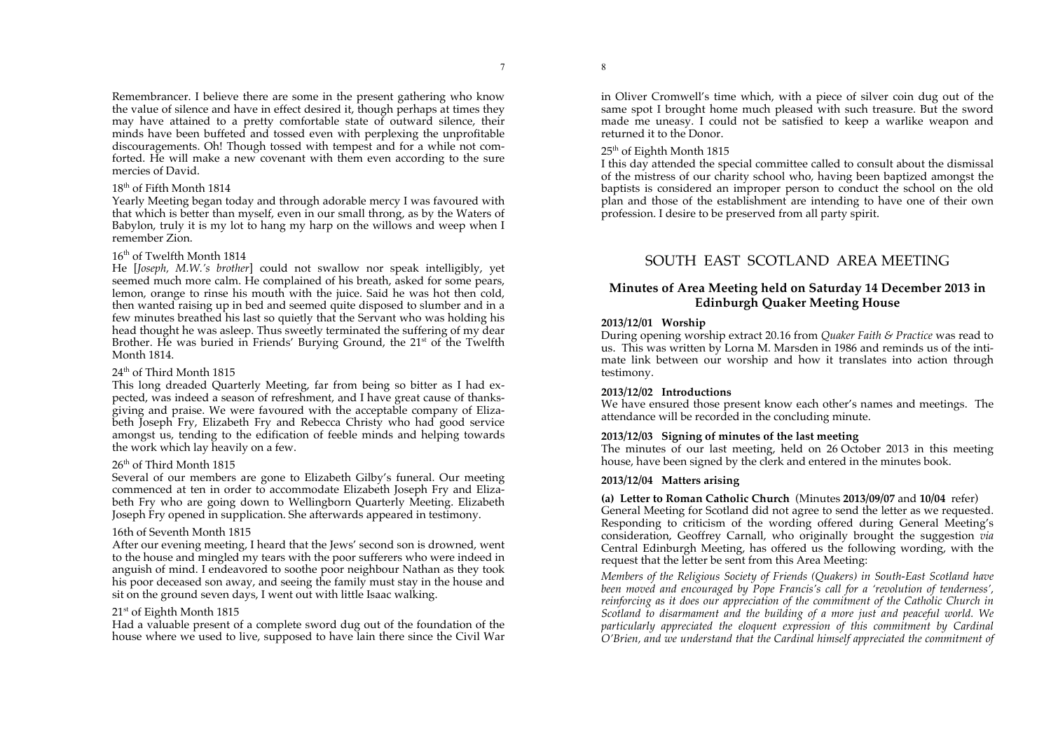Remembrancer. I believe there are some in the present gathering who know the value of silence and have in effect desired it, though perhaps at times they may have attained to a pretty comfortable state of outward silence, their minds have been buffeted and tossed even with perplexing the unprofitable discouragements. Oh! Though tossed with tempest and for a while not comforted. He will make a new covenant with them even according to the sure mercies of David.

18th of Fifth Month 1814

Yearly Meeting began today and through adorable mercy I was favoured with that which is better than myself, even in our small throng, as by the Waters of Babylon, truly it is my lot to hang my harp on the willows and weep when I remember Zion.

16th of Twelfth Month 1814

He [*Joseph, M.W.'s brother*] could not swallow nor speak intelligibly, yet seemed much more calm. He complained of his breath, asked for some pears, lemon, orange to rinse his mouth with the juice. Said he was hot then cold, then wanted raising up in bed and seemed quite disposed to slumber and in a few minutes breathed his last so quietly that the Servant who was holding his head thought he was asleep. Thus sweetly terminated the suffering of my dear Brother. He was buried in Friends' Burying Ground, the 21st of the Twelfth Month 1814.

24th of Third Month 1815

This long dreaded Quarterly Meeting, far from being so bitter as I had expected, was indeed a season of refreshment, and I have great cause of thanksgiving and praise. We were favoured with the acceptable company of Elizabeth Joseph Fry, Elizabeth Fry and Rebecca Christy who had good service amongst us, tending to the edification of feeble minds and helping towards the work which lay heavily on a few.

26th of Third Month 1815

Several of our members are gone to Elizabeth Gilby's funeral. Our meeting commenced at ten in order to accommodate Elizabeth Joseph Fry and Elizabeth Fry who are going down to Wellingborn Quarterly Meeting. Elizabeth Joseph Fry opened in supplication. She afterwards appeared in testimony.

16th of Seventh Month 1815

After our evening meeting, I heard that the Jews' second son is drowned, went to the house and mingled my tears with the poor sufferers who were indeed in anguish of mind. I endeavored to soothe poor neighbour Nathan as they took his poor deceased son away, and seeing the family must stay in the house and sit on the ground seven days, I went out with little Isaac walking.

21st of Eighth Month 1815

Had a valuable present of a complete sword dug out of the foundation of the house where we used to live, supposed to have lain there since the Civil War in Oliver Cromwell's time which, with a piece of silver coin dug out of the same spot I brought home much pleased with such treasure. But the sword made me uneasy. I could not be satisfied to keep a warlike weapon and returned it to the Donor.

25th of Eighth Month 1815

I this day attended the special committee called to consult about the dismissal of the mistress of our charity school who, having been baptized amongst the baptists is considered an improper person to conduct the school on the old plan and those of the establishment are intending to have one of their own profession. I desire to be preserved from all party spirit.

## SOUTH EAST SCOTLAND AREA MEETING

### Minutes of Area Meeting held on Saturday 14 December 2013 in Edinburgh Quaker Meeting House

**2013/12/01 Worship**

During opening worship extract 20.16 from *Quaker Faith & Practice* was read to us. This was written by Lorna M. Marsden in 1986 and reminds us of the intimate link between our worship and how it translates into action through testimony.

**2013/12/02 Introductions**

We have ensured those present know each other's names and meetings. The attendance will be recorded in the concluding minute.

**2013/12/03 Signing of minutes of the last meeting**

The minutes of our last meeting, held on 26 October 2013 in this meeting house, have been signed by the clerk and entered in the minutes book.

**2013/12/04 Matters arising**

**(a) Letter to Roman Catholic Church** (Minutes **2013/09/07** and **10/04** refer)

General Meeting for Scotland did not agree to send the letter as we requested. Responding to criticism of the wording offered during General Meeting's consideration, Geoffrey Carnall, who originally brought the suggestion *via* Central Edinburgh Meeting, has offered us the following wording, with the request that the letter be sent from this Area Meeting:

*Members of the Religious Society of Friends (Quakers) in South-East Scotland have been moved and encouraged by Pope Francis's call for a 'revolution of tenderness', reinforcing as it does our appreciation of the commitment of the Catholic Church in Scotland to disarmament and the building of a more just and peaceful world. We particularly appreciated the eloquent expression of this commitment by Cardinal O'Brien, and we understand that the Cardinal himself appreciated the commitment of*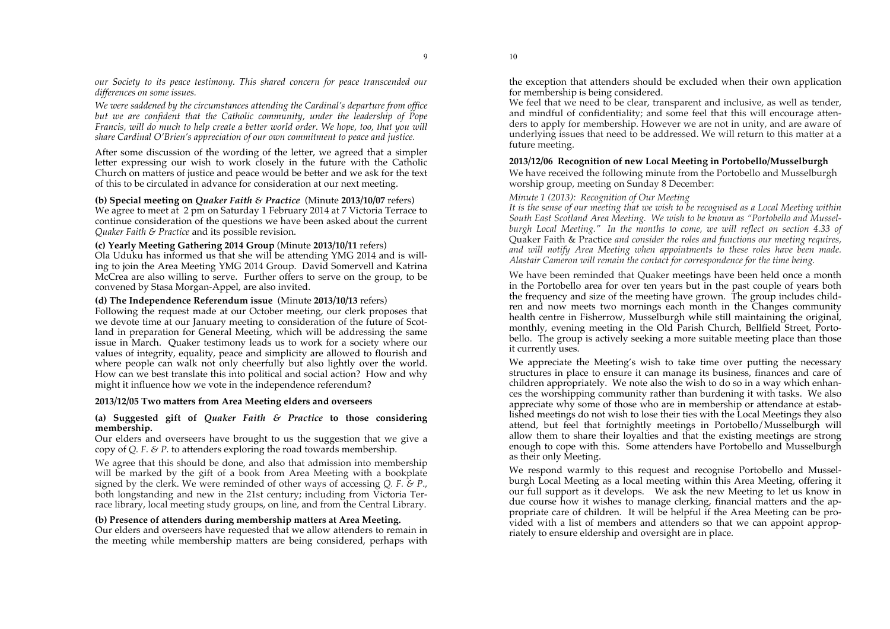*our Society to its peace testimony. This shared concern for peace transcended our differences on some issues.*

*We were saddened by the circumstances attending the Cardinal's departure from office but we are confident that the Catholic community, under the leadership of Pope Francis, will do much to help create a better world order. We hope, too, that you will share Cardinal O'Brien's appreciation of our own commitment to peace and justice.*

After some discussion of the wording of the letter, we agreed that a simpler letter expressing our wish to work closely in the future with the Catholic Church on matters of justice and peace would be better and we ask for the text of this to be circulated in advance for consideration at our next meeting.

**(b) Special meeting on *Quaker Faith & Practice*** (Minute **2013/10/07** refers)
We agree to meet at 2 pm on Saturday 1 February 2014 at 7 Victoria Terrace to continue consideration of the questions we have been asked about the current *Quaker Faith & Practice* and its possible revision.

**(c) Yearly Meeting Gathering 2014 Group** (Minute **2013/10/11** refers)
Ola Uduku has informed us that she will be attending YMG 2014 and is willing to join the Area Meeting YMG 2014 Group. David Somervell and Katrina McCrea are also willing to serve. Further offers to serve on the group, to be convened by Stasa Morgan-Appel, are also invited.

**(d) The Independence Referendum issue** (Minute **2013/10/13** refers)
Following the request made at our October meeting, our clerk proposes that we devote time at our January meeting to consideration of the future of Scotland in preparation for General Meeting, which will be addressing the same issue in March. Quaker testimony leads us to work for a society where our values of integrity, equality, peace and simplicity are allowed to flourish and where people can walk not only cheerfully but also lightly over the world. How can we best translate this into political and social action? How and why might it influence how we vote in the independence referendum?

**2013/12/05 Two matters from Area Meeting elders and overseers**

**(a) Suggested gift of *Quaker Faith & Practice* to those considering membership.**
Our elders and overseers have brought to us the suggestion that we give a copy of *Q. F. & P.* to attenders exploring the road towards membership.

We agree that this should be done, and also that admission into membership will be marked by the gift of a book from Area Meeting with a bookplate signed by the clerk. We were reminded of other ways of accessing *Q. F. & P.*, both longstanding and new in the 21st century; including from Victoria Terrace library, local meeting study groups, on line, and from the Central Library.

**(b) Presence of attenders during membership matters at Area Meeting.**
Our elders and overseers have requested that we allow attenders to remain in the meeting while membership matters are being considered, perhaps with the exception that attenders should be excluded when their own application for membership is being considered.
We feel that we need to be clear, transparent and inclusive, as well as tender, and mindful of confidentiality; and some feel that this will encourage attenders to apply for membership. However we are not in unity, and are aware of underlying issues that need to be addressed. We will return to this matter at a future meeting.

**2013/12/06 Recognition of new Local Meeting in Portobello/Musselburgh**
We have received the following minute from the Portobello and Musselburgh worship group, meeting on Sunday 8 December:

*Minute 1 (2013): Recognition of Our Meeting*
*It is the sense of our meeting that we wish to be recognised as a Local Meeting within South East Scotland Area Meeting. We wish to be known as "Portobello and Musselburgh Local Meeting." In the months to come, we will reflect on section 4.33 of* Quaker Faith & Practice *and consider the roles and functions our meeting requires, and will notify Area Meeting when appointments to these roles have been made. Alastair Cameron will remain the contact for correspondence for the time being.*

We have been reminded that Quaker meetings have been held once a month in the Portobello area for over ten years but in the past couple of years both the frequency and size of the meeting have grown. The group includes children and now meets two mornings each month in the Changes community health centre in Fisherrow, Musselburgh while still maintaining the original, monthly, evening meeting in the Old Parish Church, Bellfield Street, Portobello. The group is actively seeking a more suitable meeting place than those it currently uses.

We appreciate the Meeting's wish to take time over putting the necessary structures in place to ensure it can manage its business, finances and care of children appropriately. We note also the wish to do so in a way which enhances the worshipping community rather than burdening it with tasks. We also appreciate why some of those who are in membership or attendance at established meetings do not wish to lose their ties with the Local Meetings they also attend, but feel that fortnightly meetings in Portobello/Musselburgh will allow them to share their loyalties and that the existing meetings are strong enough to cope with this. Some attenders have Portobello and Musselburgh as their only Meeting.

We respond warmly to this request and recognise Portobello and Musselburgh Local Meeting as a local meeting within this Area Meeting, offering it our full support as it develops. We ask the new Meeting to let us know in due course how it wishes to manage clerking, financial matters and the appropriate care of children. It will be helpful if the Area Meeting can be provided with a list of members and attenders so that we can appoint appropriately to ensure eldership and oversight are in place.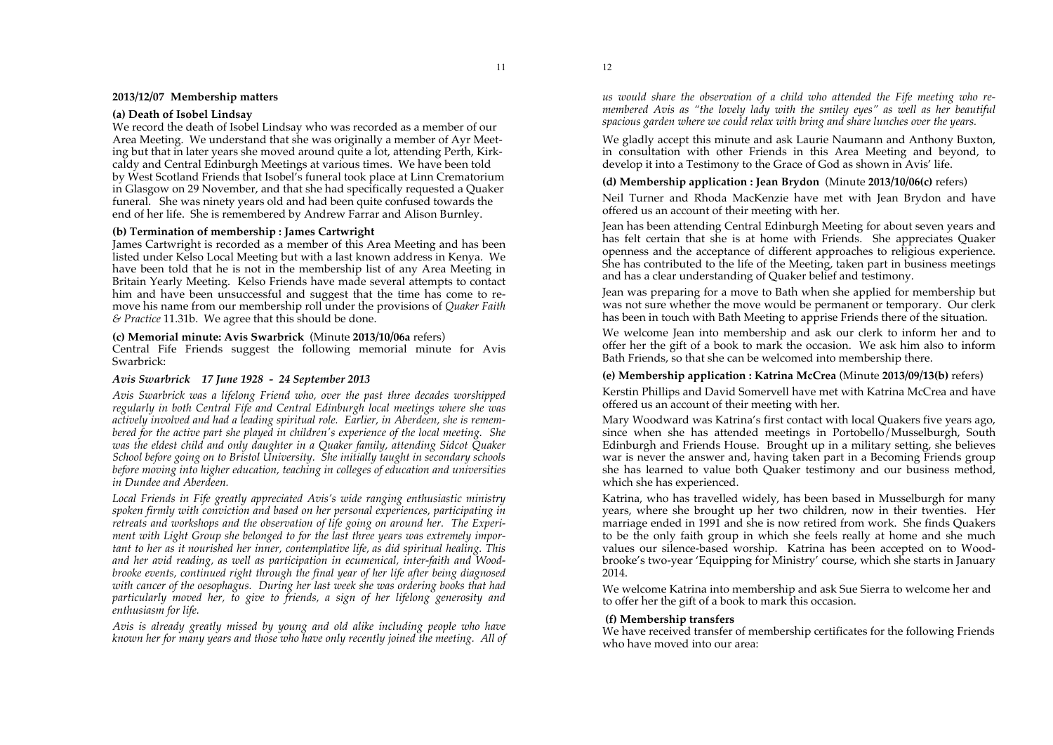**2013/12/07 Membership matters**

**(a) Death of Isobel Lindsay**

We record the death of Isobel Lindsay who was recorded as a member of our Area Meeting. We understand that she was originally a member of Ayr Meeting but that in later years she moved around quite a lot, attending Perth, Kirkcaldy and Central Edinburgh Meetings at various times. We have been told by West Scotland Friends that Isobel's funeral took place at Linn Crematorium in Glasgow on 29 November, and that she had specifically requested a Quaker funeral. She was ninety years old and had been quite confused towards the end of her life. She is remembered by Andrew Farrar and Alison Burnley.

**(b) Termination of membership : James Cartwright**

James Cartwright is recorded as a member of this Area Meeting and has been listed under Kelso Local Meeting but with a last known address in Kenya. We have been told that he is not in the membership list of any Area Meeting in Britain Yearly Meeting. Kelso Friends have made several attempts to contact him and have been unsuccessful and suggest that the time has come to remove his name from our membership roll under the provisions of *Quaker Faith & Practice* 11.31b. We agree that this should be done.

**(c) Memorial minute: Avis Swarbrick** (Minute **2013/10/06a** refers)

Central Fife Friends suggest the following memorial minute for Avis Swarbrick:

***Avis Swarbrick 17 June 1928 - 24 September 2013***

*Avis Swarbrick was a lifelong Friend who, over the past three decades worshipped regularly in both Central Fife and Central Edinburgh local meetings where she was actively involved and had a leading spiritual role. Earlier, in Aberdeen, she is remembered for the active part she played in children's experience of the local meeting. She was the eldest child and only daughter in a Quaker family, attending Sidcot Quaker School before going on to Bristol University. She initially taught in secondary schools before moving into higher education, teaching in colleges of education and universities in Dundee and Aberdeen.*

*Local Friends in Fife greatly appreciated Avis's wide ranging enthusiastic ministry spoken firmly with conviction and based on her personal experiences, participating in retreats and workshops and the observation of life going on around her. The Experiment with Light Group she belonged to for the last three years was extremely important to her as it nourished her inner, contemplative life, as did spiritual healing. This and her avid reading, as well as participation in ecumenical, inter-faith and Woodbrooke events, continued right through the final year of her life after being diagnosed with cancer of the oesophagus. During her last week she was ordering books that had particularly moved her, to give to friends, a sign of her lifelong generosity and enthusiasm for life.*

*Avis is already greatly missed by young and old alike including people who have known her for many years and those who have only recently joined the meeting. All of us would share the observation of a child who attended the Fife meeting who remembered Avis as "the lovely lady with the smiley eyes" as well as her beautiful spacious garden where we could relax with bring and share lunches over the years.*

We gladly accept this minute and ask Laurie Naumann and Anthony Buxton, in consultation with other Friends in this Area Meeting and beyond, to develop it into a Testimony to the Grace of God as shown in Avis' life.

**(d) Membership application : Jean Brydon** (Minute **2013/10/06(c)** refers)

Neil Turner and Rhoda MacKenzie have met with Jean Brydon and have offered us an account of their meeting with her.

Jean has been attending Central Edinburgh Meeting for about seven years and has felt certain that she is at home with Friends. She appreciates Quaker openness and the acceptance of different approaches to religious experience. She has contributed to the life of the Meeting, taken part in business meetings and has a clear understanding of Quaker belief and testimony.

Jean was preparing for a move to Bath when she applied for membership but was not sure whether the move would be permanent or temporary. Our clerk has been in touch with Bath Meeting to apprise Friends there of the situation.

We welcome Jean into membership and ask our clerk to inform her and to offer her the gift of a book to mark the occasion. We ask him also to inform Bath Friends, so that she can be welcomed into membership there.

**(e) Membership application : Katrina McCrea** (Minute **2013/09/13(b)** refers)

Kerstin Phillips and David Somervell have met with Katrina McCrea and have offered us an account of their meeting with her.

Mary Woodward was Katrina's first contact with local Quakers five years ago, since when she has attended meetings in Portobello/Musselburgh, South Edinburgh and Friends House. Brought up in a military setting, she believes war is never the answer and, having taken part in a Becoming Friends group she has learned to value both Quaker testimony and our business method, which she has experienced.

Katrina, who has travelled widely, has been based in Musselburgh for many years, where she brought up her two children, now in their twenties. Her marriage ended in 1991 and she is now retired from work. She finds Quakers to be the only faith group in which she feels really at home and she much values our silence-based worship. Katrina has been accepted on to Woodbrooke's two-year 'Equipping for Ministry' course, which she starts in January 2014.

We welcome Katrina into membership and ask Sue Sierra to welcome her and to offer her the gift of a book to mark this occasion.

**(f) Membership transfers**

We have received transfer of membership certificates for the following Friends who have moved into our area: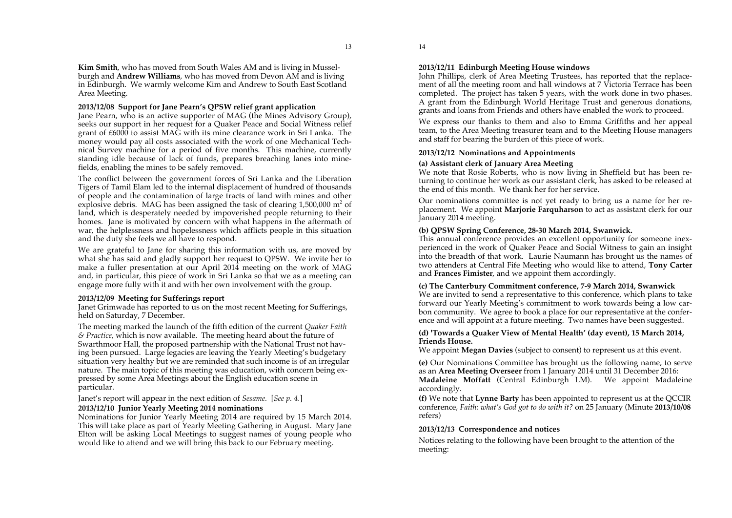**Kim Smith**, who has moved from South Wales AM and is living in Musselburgh and **Andrew Williams**, who has moved from Devon AM and is living in Edinburgh. We warmly welcome Kim and Andrew to South East Scotland Area Meeting.

**2013/12/08 Support for Jane Pearn's QPSW relief grant application**

Jane Pearn, who is an active supporter of MAG (the Mines Advisory Group), seeks our support in her request for a Quaker Peace and Social Witness relief grant of £6000 to assist MAG with its mine clearance work in Sri Lanka. The money would pay all costs associated with the work of one Mechanical Technical Survey machine for a period of five months. This machine, currently standing idle because of lack of funds, prepares breaching lanes into minefields, enabling the mines to be safely removed.

The conflict between the government forces of Sri Lanka and the Liberation Tigers of Tamil Elam led to the internal displacement of hundred of thousands of people and the contamination of large tracts of land with mines and other explosive debris. MAG has been assigned the task of clearing 1,500,000 $m^2$ of land, which is desperately needed by impoverished people returning to their homes. Jane is motivated by concern with what happens in the aftermath of war, the helplessness and hopelessness which afflicts people in this situation and the duty she feels we all have to respond.

We are grateful to Jane for sharing this information with us, are moved by what she has said and gladly support her request to QPSW. We invite her to make a fuller presentation at our April 2014 meeting on the work of MAG and, in particular, this piece of work in Sri Lanka so that we as a meeting can engage more fully with it and with her own involvement with the group.

**2013/12/09 Meeting for Sufferings report**

Janet Grimwade has reported to us on the most recent Meeting for Sufferings, held on Saturday, 7 December.

The meeting marked the launch of the fifth edition of the current *Quaker Faith & Practice*, which is now available. The meeting heard about the future of Swarthmoor Hall, the proposed partnership with the National Trust not having been pursued. Large legacies are leaving the Yearly Meeting's budgetary situation very healthy but we are reminded that such income is of an irregular nature. The main topic of this meeting was education, with concern being expressed by some Area Meetings about the English education scene in particular.

Janet's report will appear in the next edition of *Sesame*. [*See p. 4.*]

**2013/12/10 Junior Yearly Meeting 2014 nominations**

Nominations for Junior Yearly Meeting 2014 are required by 15 March 2014. This will take place as part of Yearly Meeting Gathering in August. Mary Jane Elton will be asking Local Meetings to suggest names of young people who would like to attend and we will bring this back to our February meeting.

**2013/12/11 Edinburgh Meeting House windows**

John Phillips, clerk of Area Meeting Trustees, has reported that the replacement of all the meeting room and hall windows at 7 Victoria Terrace has been completed. The project has taken 5 years, with the work done in two phases. A grant from the Edinburgh World Heritage Trust and generous donations, grants and loans from Friends and others have enabled the work to proceed.

We express our thanks to them and also to Emma Griffiths and her appeal team, to the Area Meeting treasurer team and to the Meeting House managers and staff for bearing the burden of this piece of work.

**2013/12/12 Nominations and Appointments**

**(a) Assistant clerk of January Area Meeting**

We note that Rosie Roberts, who is now living in Sheffield but has been returning to continue her work as our assistant clerk, has asked to be released at the end of this month. We thank her for her service.

Our nominations committee is not yet ready to bring us a name for her replacement. We appoint **Marjorie Farquharson** to act as assistant clerk for our January 2014 meeting.

**(b) QPSW Spring Conference, 28-30 March 2014, Swanwick.**

This annual conference provides an excellent opportunity for someone inexperienced in the work of Quaker Peace and Social Witness to gain an insight into the breadth of that work. Laurie Naumann has brought us the names of two attenders at Central Fife Meeting who would like to attend, **Tony Carter** and **Frances Fimister**, and we appoint them accordingly.

**(c) The Canterbury Commitment conference, 7-9 March 2014, Swanwick**

We are invited to send a representative to this conference, which plans to take forward our Yearly Meeting's commitment to work towards being a low carbon community. We agree to book a place for our representative at the conference and will appoint at a future meeting. Two names have been suggested.

**(d) 'Towards a Quaker View of Mental Health' (day event), 15 March 2014, Friends House.**

We appoint **Megan Davies** (subject to consent) to represent us at this event.

**(e)** Our Nominations Committee has brought us the following name, to serve as an **Area Meeting Overseer** from 1 January 2014 until 31 December 2016: **Madaleine Moffatt** (Central Edinburgh LM). We appoint Madaleine accordingly.

**(f)** We note that **Lynne Barty** has been appointed to represent us at the QCCIR conference, *Faith: what's God got to do with it?* on 25 January (Minute **2013/10/08** refers)

**2013/12/13 Correspondence and notices**

Notices relating to the following have been brought to the attention of the meeting: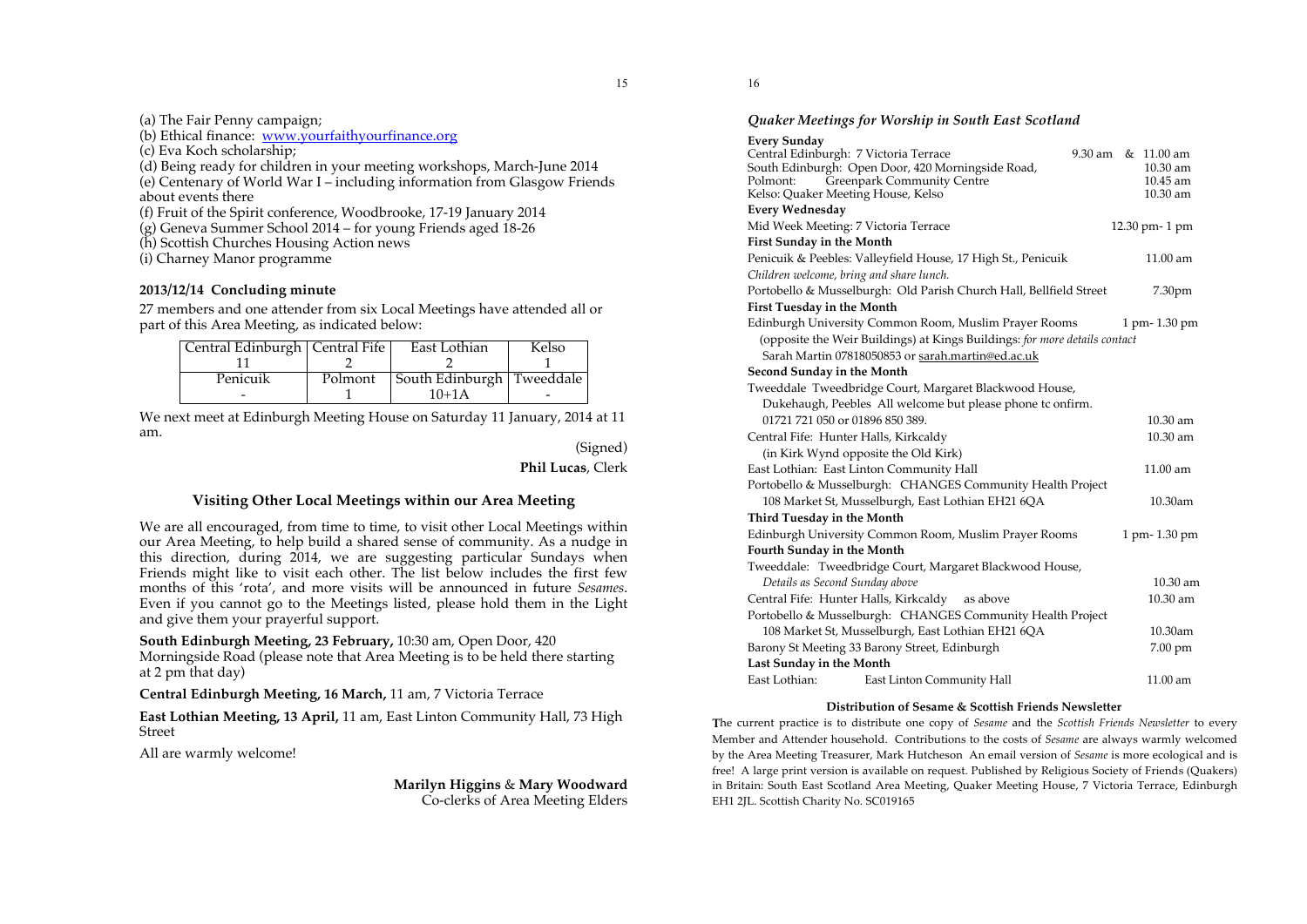(a) The Fair Penny campaign;
(b) Ethical finance: www.yourfaithyourfinance.org
(c) Eva Koch scholarship;
(d) Being ready for children in your meeting workshops, March-June 2014
(e) Centenary of World War I – including information from Glasgow Friends about events there
(f) Fruit of the Spirit conference, Woodbrooke, 17-19 January 2014
(g) Geneva Summer School 2014 – for young Friends aged 18-26
(h) Scottish Churches Housing Action news
(i) Charney Manor programme

**2013/12/14 Concluding minute**

27 members and one attender from six Local Meetings have attended all or part of this Area Meeting, as indicated below:

| | | | |
|---|---|---|---|
| Central Edinburgh | Central Fife | East Lothian | Kelso |
| 11 | 2 | 2 | 1 |
| Penicuik | Polmont | South Edinburgh | Tweeddale |
| - | 1 | 10+1A | - |

We next meet at Edinburgh Meeting House on Saturday 11 January, 2014 at 11 am.

(Signed)
**Phil Lucas**, Clerk

## Visiting Other Local Meetings within our Area Meeting

We are all encouraged, from time to time, to visit other Local Meetings within our Area Meeting, to help build a shared sense of community. As a nudge in this direction, during 2014, we are suggesting particular Sundays when Friends might like to visit each other. The list below includes the first few months of this 'rota', and more visits will be announced in future *Sesames*. Even if you cannot go to the Meetings listed, please hold them in the Light and give them your prayerful support.

**South Edinburgh Meeting, 23 February,** 10:30 am, Open Door, 420 Morningside Road (please note that Area Meeting is to be held there starting at 2 pm that day)

**Central Edinburgh Meeting, 16 March,** 11 am, 7 Victoria Terrace

**East Lothian Meeting, 13 April,** 11 am, East Linton Community Hall, 73 High Street

All are warmly welcome!

**Marilyn Higgins** & **Mary Woodward**
Co-clerks of Area Meeting Elders

## *Quaker Meetings for Worship in South East Scotland*

**Every Sunday**
Central Edinburgh: 7 Victoria Terrace — 9.30 am & 11.00 am
South Edinburgh: Open Door, 420 Morningside Road, — 10.30 am
Polmont: Greenpark Community Centre — 10.45 am
Kelso: Quaker Meeting House, Kelso — 10.30 am

**Every Wednesday**
Mid Week Meeting: 7 Victoria Terrace — 12.30 pm- 1 pm

**First Sunday in the Month**
Penicuik & Peebles: Valleyfield House, 17 High St., Penicuik — 11.00 am
*Children welcome, bring and share lunch.*
Portobello & Musselburgh: Old Parish Church Hall, Bellfield Street — 7.30pm

**First Tuesday in the Month**
Edinburgh University Common Room, Muslim Prayer Rooms — 1 pm- 1.30 pm
(opposite the Weir Buildings) at Kings Buildings: *for more details contact* Sarah Martin 07818050853 or sarah.martin@ed.ac.uk

**Second Sunday in the Month**
Tweeddale Tweedbridge Court, Margaret Blackwood House, Dukehaugh, Peebles All welcome but please phone tc onfirm. 01721 721 050 or 01896 850 389. — 10.30 am
Central Fife: Hunter Halls, Kirkcaldy (in Kirk Wynd opposite the Old Kirk) — 10.30 am
East Lothian: East Linton Community Hall — 11.00 am
Portobello & Musselburgh: CHANGES Community Health Project 108 Market St, Musselburgh, East Lothian EH21 6QA — 10.30am

**Third Tuesday in the Month**
Edinburgh University Common Room, Muslim Prayer Rooms — 1 pm- 1.30 pm

**Fourth Sunday in the Month**
Tweeddale: Tweedbridge Court, Margaret Blackwood House, *Details as Second Sunday above* — 10.30 am
Central Fife: Hunter Halls, Kirkcaldy as above — 10.30 am
Portobello & Musselburgh: CHANGES Community Health Project 108 Market St, Musselburgh, East Lothian EH21 6QA — 10.30am
Barony St Meeting 33 Barony Street, Edinburgh — 7.00 pm

**Last Sunday in the Month**
East Lothian: East Linton Community Hall — 11.00 am

### Distribution of Sesame & Scottish Friends Newsletter

The current practice is to distribute one copy of *Sesame* and the *Scottish Friends Newsletter* to every Member and Attender household. Contributions to the costs of *Sesame* are always warmly welcomed by the Area Meeting Treasurer, Mark Hutcheson An email version of *Sesame* is more ecological and is free! A large print version is available on request. Published by Religious Society of Friends (Quakers) in Britain: South East Scotland Area Meeting, Quaker Meeting House, 7 Victoria Terrace, Edinburgh EH1 2JL. Scottish Charity No. SC019165